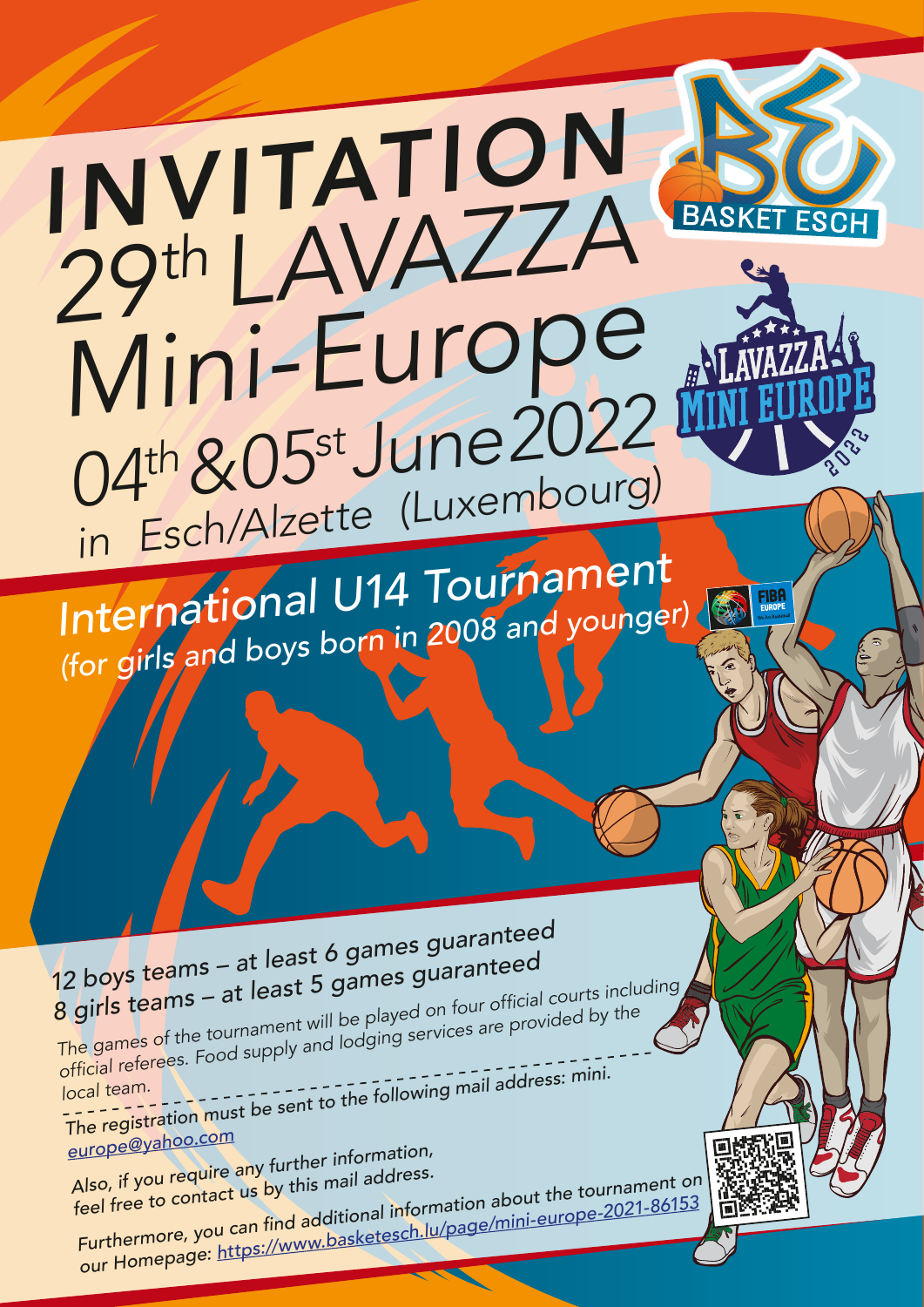# INVITATION

# 29th LAVAZZA Mini-Europe

## 04th & 05st June 2022

in Esch/Alzette (Luxembourg)

## *International U14 Tournament*

*(for girls and boys born in 2008 and younger)*

12 boys teams – at least 6 games guaranteed

8 girls teams – at least 5 games guaranteed

The games of the tournament will be played on four official courts including official referees. Food supply and lodging services are provided by the local team.

The registration must be sent to the following mail address: mini.europe@yahoo.com

Also, if you require any further information, feel free to contact us by this mail address.

Furthermore, you can find additional information about the tournament on our Homepage: https://www.basketesch.lu/page/mini-europe-2021-86153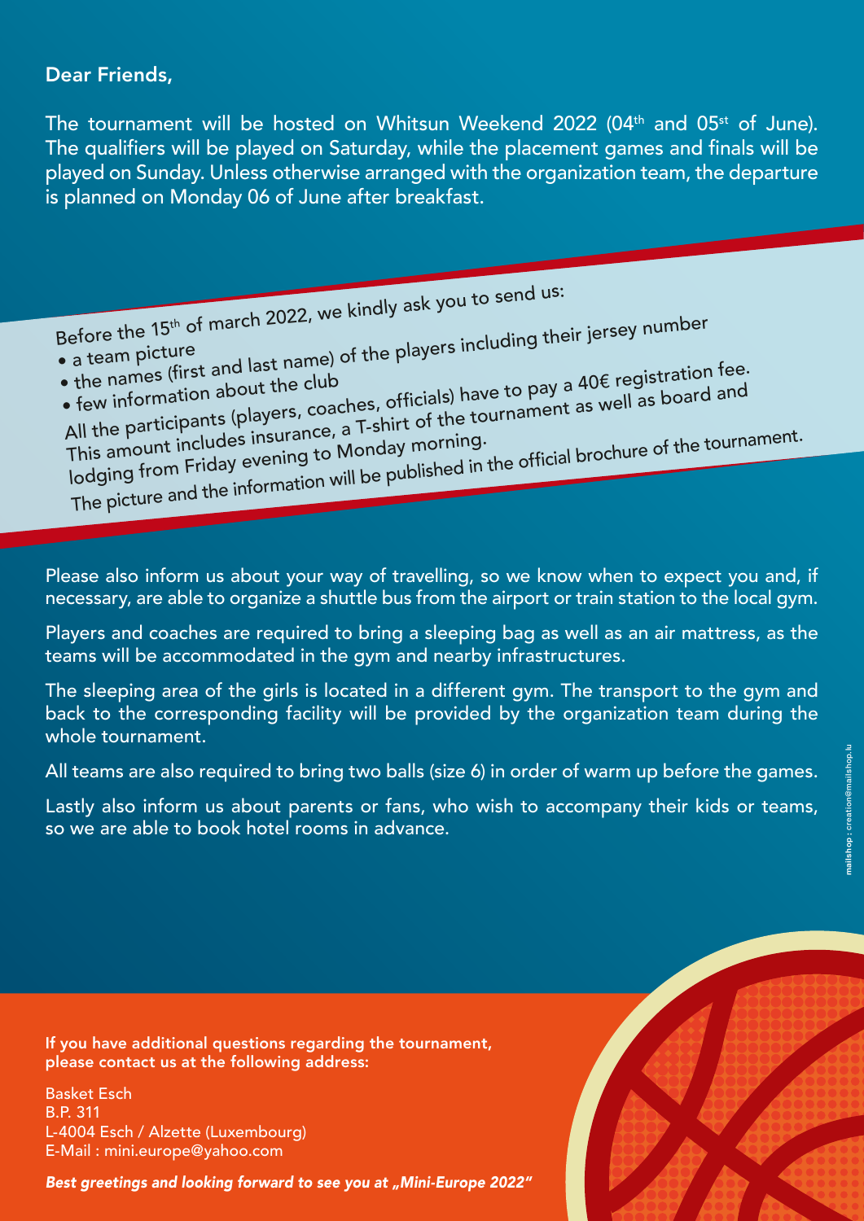**Dear Friends,**

The tournament will be hosted on Whitsun Weekend 2022 (04th and 05st of June). The qualifiers will be played on Saturday, while the placement games and finals will be played on Sunday. Unless otherwise arranged with the organization team, the departure is planned on Monday 06 of June after breakfast.

Before the 15th of march 2022, we kindly ask you to send us:

- a team picture
- the names (first and last name) of the players including their jersey number
- few information about the club

All the participants (players, coaches, officials) have to pay a 40€ registration fee. This amount includes insurance, a T-shirt of the tournament as well as board and lodging from Friday evening to Monday morning.
The picture and the information will be published in the official brochure of the tournament.

Please also inform us about your way of travelling, so we know when to expect you and, if necessary, are able to organize a shuttle bus from the airport or train station to the local gym.

Players and coaches are required to bring a sleeping bag as well as an air mattress, as the teams will be accommodated in the gym and nearby infrastructures.

The sleeping area of the girls is located in a different gym. The transport to the gym and back to the corresponding facility will be provided by the organization team during the whole tournament.

All teams are also required to bring two balls (size 6) in order of warm up before the games.

Lastly also inform us about parents or fans, who wish to accompany their kids or teams, so we are able to book hotel rooms in advance.

**If you have additional questions regarding the tournament, please contact us at the following address:**

Basket Esch
B.P. 311
L-4004 Esch / Alzette (Luxembourg)
E-Mail : mini.europe@yahoo.com

***Best greetings and looking forward to see you at „Mini-Europe 2022"***

mailshop : creation@mailshop.lu